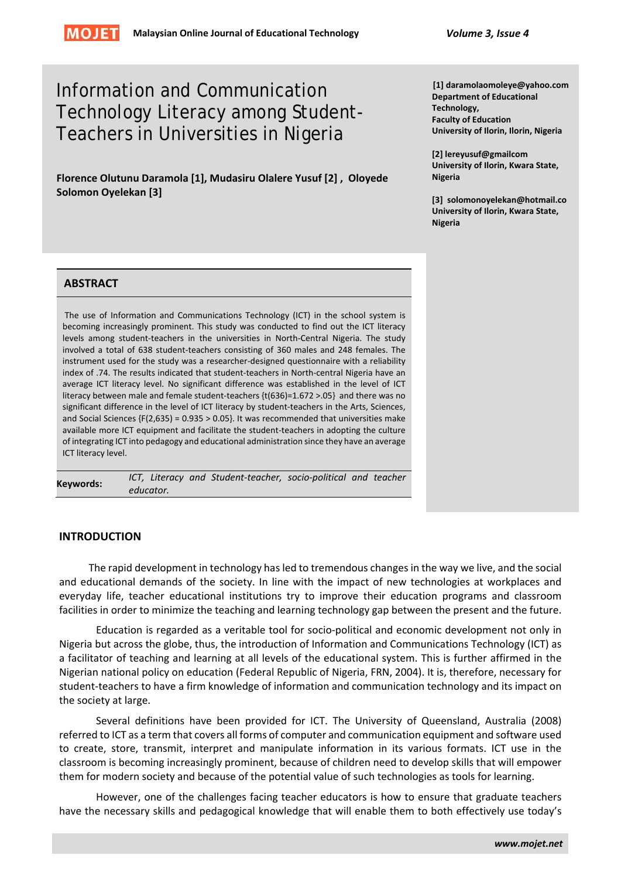# Information and Communication Technology Literacy among Student-Teachers in Universities in Nigeria

**Florence Olutunu Daramola [1], Mudasiru Olalere Yusuf [2] , Oloyede Solomon Oyelekan [3]**

**[1] daramolaomoleye@yahoo.com**
**Department of Educational Technology,**
**Faculty of Education**
**University of Ilorin, Ilorin, Nigeria**

**[2] lereyusuf@gmailcom**
**University of Ilorin, Kwara State, Nigeria**

**[3] solomonoyelekan@hotmail.co**
**University of Ilorin, Kwara State, Nigeria**

## ABSTRACT

The use of Information and Communications Technology (ICT) in the school system is becoming increasingly prominent. This study was conducted to find out the ICT literacy levels among student-teachers in the universities in North-Central Nigeria. The study involved a total of 638 student-teachers consisting of 360 males and 248 females. The instrument used for the study was a researcher-designed questionnaire with a reliability index of .74. The results indicated that student-teachers in North-central Nigeria have an average ICT literacy level. No significant difference was established in the level of ICT literacy between male and female student-teachers {$t(636)=1.672 > .05$} and there was no significant difference in the level of ICT literacy by student-teachers in the Arts, Sciences, and Social Sciences {$F(2,635) = 0.935 > 0.05$}. It was recommended that universities make available more ICT equipment and facilitate the student-teachers in adopting the culture of integrating ICT into pedagogy and educational administration since they have an average ICT literacy level.

**Keywords:** *ICT, Literacy and Student-teacher, socio-political and teacher educator.*

## INTRODUCTION

The rapid development in technology has led to tremendous changes in the way we live, and the social and educational demands of the society. In line with the impact of new technologies at workplaces and everyday life, teacher educational institutions try to improve their education programs and classroom facilities in order to minimize the teaching and learning technology gap between the present and the future.

Education is regarded as a veritable tool for socio-political and economic development not only in Nigeria but across the globe, thus, the introduction of Information and Communications Technology (ICT) as a facilitator of teaching and learning at all levels of the educational system. This is further affirmed in the Nigerian national policy on education (Federal Republic of Nigeria, FRN, 2004). It is, therefore, necessary for student-teachers to have a firm knowledge of information and communication technology and its impact on the society at large.

Several definitions have been provided for ICT. The University of Queensland, Australia (2008) referred to ICT as a term that covers all forms of computer and communication equipment and software used to create, store, transmit, interpret and manipulate information in its various formats. ICT use in the classroom is becoming increasingly prominent, because of children need to develop skills that will empower them for modern society and because of the potential value of such technologies as tools for learning.

However, one of the challenges facing teacher educators is how to ensure that graduate teachers have the necessary skills and pedagogical knowledge that will enable them to both effectively use today's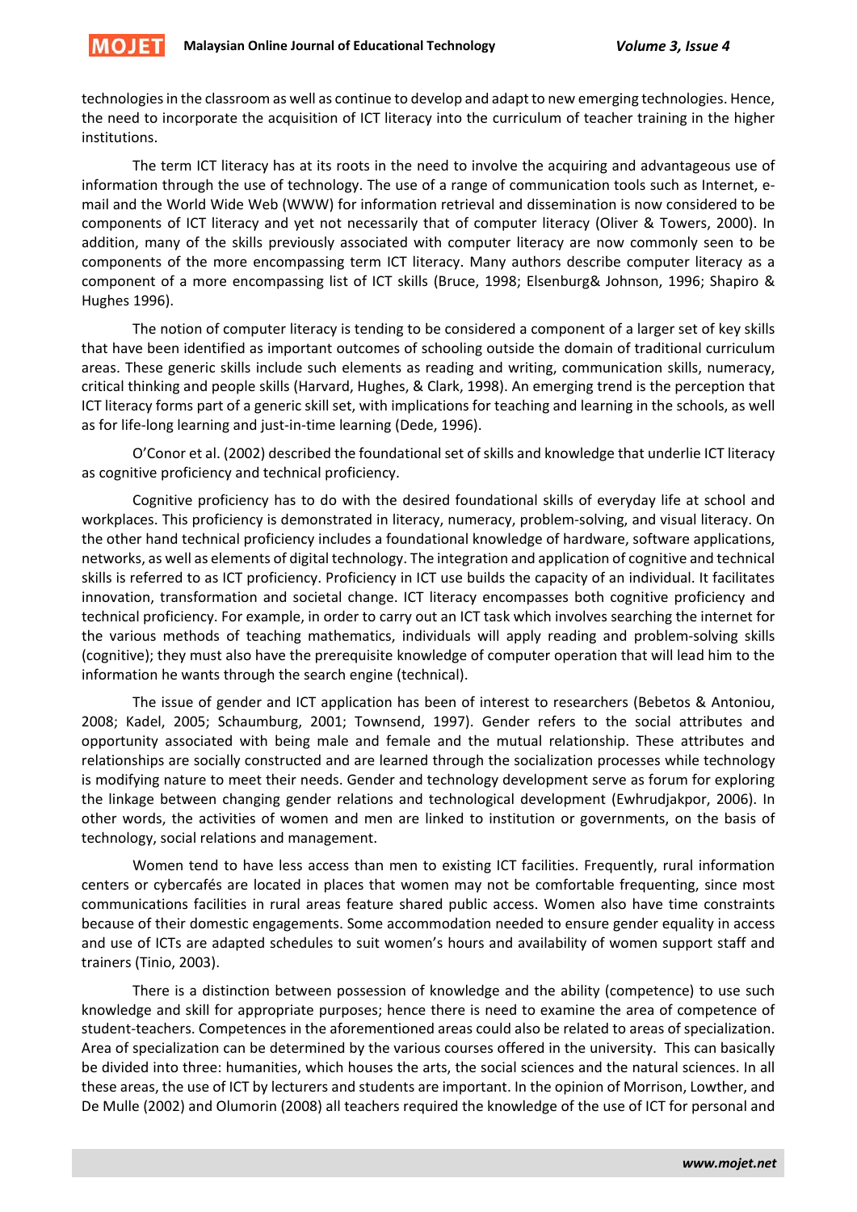technologies in the classroom as well as continue to develop and adapt to new emerging technologies. Hence, the need to incorporate the acquisition of ICT literacy into the curriculum of teacher training in the higher institutions.

The term ICT literacy has at its roots in the need to involve the acquiring and advantageous use of information through the use of technology. The use of a range of communication tools such as Internet, e-mail and the World Wide Web (WWW) for information retrieval and dissemination is now considered to be components of ICT literacy and yet not necessarily that of computer literacy (Oliver & Towers, 2000). In addition, many of the skills previously associated with computer literacy are now commonly seen to be components of the more encompassing term ICT literacy. Many authors describe computer literacy as a component of a more encompassing list of ICT skills (Bruce, 1998; Elsenburg& Johnson, 1996; Shapiro & Hughes 1996).

The notion of computer literacy is tending to be considered a component of a larger set of key skills that have been identified as important outcomes of schooling outside the domain of traditional curriculum areas. These generic skills include such elements as reading and writing, communication skills, numeracy, critical thinking and people skills (Harvard, Hughes, & Clark, 1998). An emerging trend is the perception that ICT literacy forms part of a generic skill set, with implications for teaching and learning in the schools, as well as for life-long learning and just-in-time learning (Dede, 1996).

O'Conor et al. (2002) described the foundational set of skills and knowledge that underlie ICT literacy as cognitive proficiency and technical proficiency.

Cognitive proficiency has to do with the desired foundational skills of everyday life at school and workplaces. This proficiency is demonstrated in literacy, numeracy, problem-solving, and visual literacy. On the other hand technical proficiency includes a foundational knowledge of hardware, software applications, networks, as well as elements of digital technology. The integration and application of cognitive and technical skills is referred to as ICT proficiency. Proficiency in ICT use builds the capacity of an individual. It facilitates innovation, transformation and societal change. ICT literacy encompasses both cognitive proficiency and technical proficiency. For example, in order to carry out an ICT task which involves searching the internet for the various methods of teaching mathematics, individuals will apply reading and problem-solving skills (cognitive); they must also have the prerequisite knowledge of computer operation that will lead him to the information he wants through the search engine (technical).

The issue of gender and ICT application has been of interest to researchers (Bebetos & Antoniou, 2008; Kadel, 2005; Schaumburg, 2001; Townsend, 1997). Gender refers to the social attributes and opportunity associated with being male and female and the mutual relationship. These attributes and relationships are socially constructed and are learned through the socialization processes while technology is modifying nature to meet their needs. Gender and technology development serve as forum for exploring the linkage between changing gender relations and technological development (Ewhrudjakpor, 2006). In other words, the activities of women and men are linked to institution or governments, on the basis of technology, social relations and management.

Women tend to have less access than men to existing ICT facilities. Frequently, rural information centers or cybercafés are located in places that women may not be comfortable frequenting, since most communications facilities in rural areas feature shared public access. Women also have time constraints because of their domestic engagements. Some accommodation needed to ensure gender equality in access and use of ICTs are adapted schedules to suit women's hours and availability of women support staff and trainers (Tinio, 2003).

There is a distinction between possession of knowledge and the ability (competence) to use such knowledge and skill for appropriate purposes; hence there is need to examine the area of competence of student-teachers. Competences in the aforementioned areas could also be related to areas of specialization. Area of specialization can be determined by the various courses offered in the university. This can basically be divided into three: humanities, which houses the arts, the social sciences and the natural sciences. In all these areas, the use of ICT by lecturers and students are important. In the opinion of Morrison, Lowther, and De Mulle (2002) and Olumorin (2008) all teachers required the knowledge of the use of ICT for personal and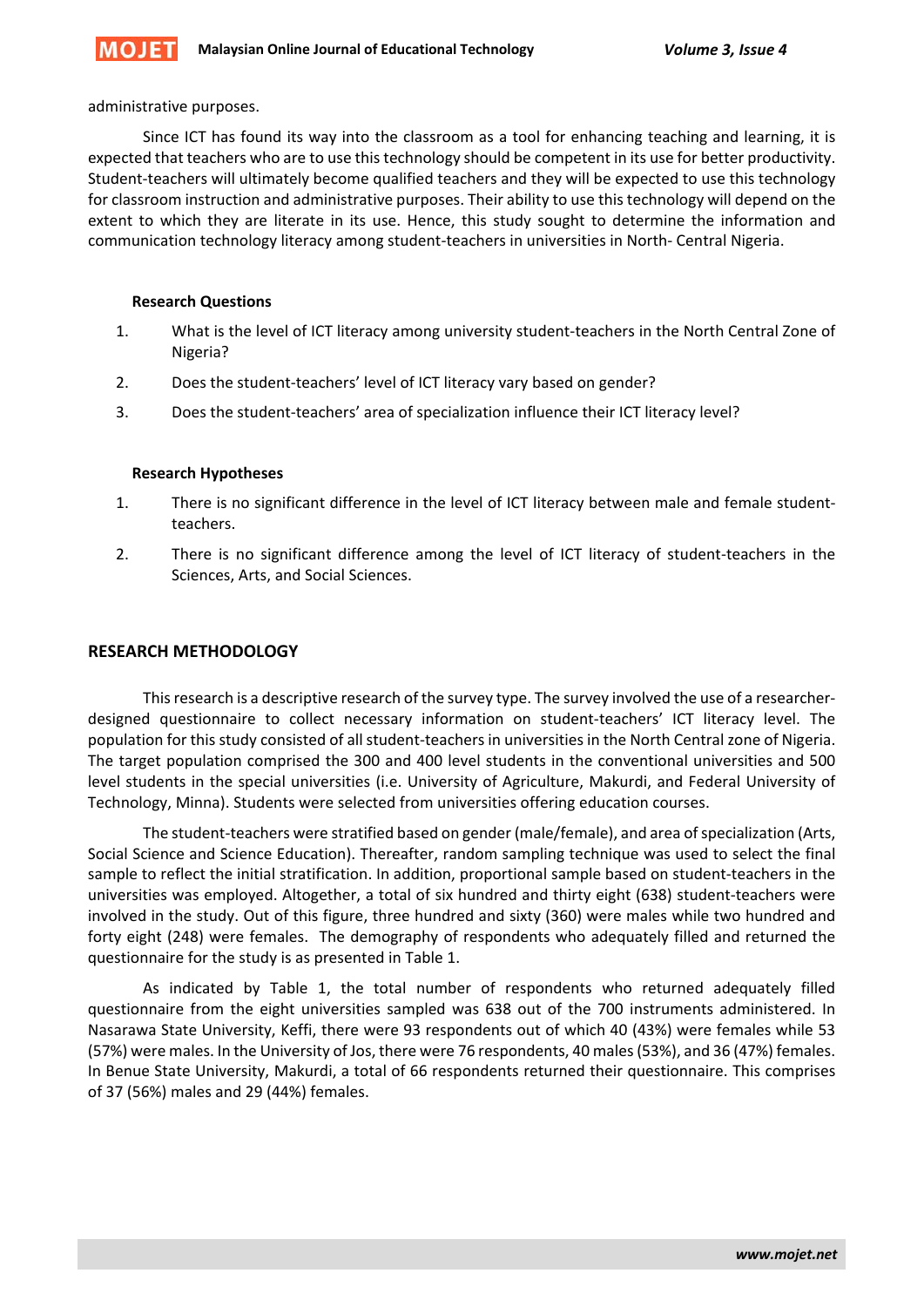administrative purposes.

Since ICT has found its way into the classroom as a tool for enhancing teaching and learning, it is expected that teachers who are to use this technology should be competent in its use for better productivity. Student-teachers will ultimately become qualified teachers and they will be expected to use this technology for classroom instruction and administrative purposes. Their ability to use this technology will depend on the extent to which they are literate in its use. Hence, this study sought to determine the information and communication technology literacy among student-teachers in universities in North- Central Nigeria.

### Research Questions

1. What is the level of ICT literacy among university student-teachers in the North Central Zone of Nigeria?
2. Does the student-teachers' level of ICT literacy vary based on gender?
3. Does the student-teachers' area of specialization influence their ICT literacy level?

### Research Hypotheses

1. There is no significant difference in the level of ICT literacy between male and female student-teachers.
2. There is no significant difference among the level of ICT literacy of student-teachers in the Sciences, Arts, and Social Sciences.

## RESEARCH METHODOLOGY

This research is a descriptive research of the survey type. The survey involved the use of a researcher-designed questionnaire to collect necessary information on student-teachers' ICT literacy level. The population for this study consisted of all student-teachers in universities in the North Central zone of Nigeria. The target population comprised the 300 and 400 level students in the conventional universities and 500 level students in the special universities (i.e. University of Agriculture, Makurdi, and Federal University of Technology, Minna). Students were selected from universities offering education courses.

The student-teachers were stratified based on gender (male/female), and area of specialization (Arts, Social Science and Science Education). Thereafter, random sampling technique was used to select the final sample to reflect the initial stratification. In addition, proportional sample based on student-teachers in the universities was employed. Altogether, a total of six hundred and thirty eight (638) student-teachers were involved in the study. Out of this figure, three hundred and sixty (360) were males while two hundred and forty eight (248) were females. The demography of respondents who adequately filled and returned the questionnaire for the study is as presented in Table 1.

As indicated by Table 1, the total number of respondents who returned adequately filled questionnaire from the eight universities sampled was 638 out of the 700 instruments administered. In Nasarawa State University, Keffi, there were 93 respondents out of which 40 (43%) were females while 53 (57%) were males. In the University of Jos, there were 76 respondents, 40 males (53%), and 36 (47%) females. In Benue State University, Makurdi, a total of 66 respondents returned their questionnaire. This comprises of 37 (56%) males and 29 (44%) females.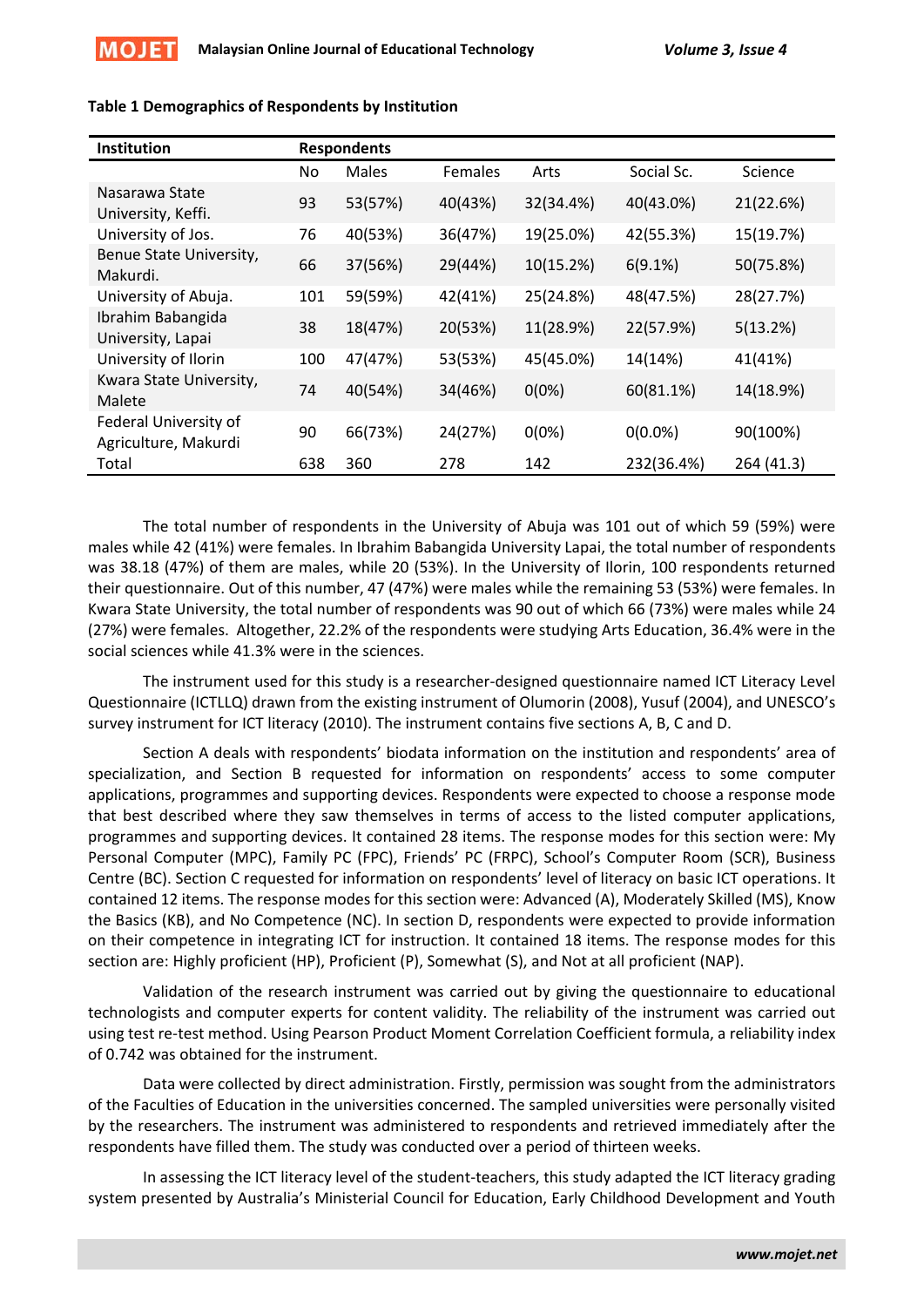**Table 1 Demographics of Respondents by Institution**

| Institution | Respondents | | | | | |
|---|---|---|---|---|---|---|
| | No | Males | Females | Arts | Social Sc. | Science |
| Nasarawa State University, Keffi. | 93 | 53(57%) | 40(43%) | 32(34.4%) | 40(43.0%) | 21(22.6%) |
| University of Jos. | 76 | 40(53%) | 36(47%) | 19(25.0%) | 42(55.3%) | 15(19.7%) |
| Benue State University, Makurdi. | 66 | 37(56%) | 29(44%) | 10(15.2%) | 6(9.1%) | 50(75.8%) |
| University of Abuja. | 101 | 59(59%) | 42(41%) | 25(24.8%) | 48(47.5%) | 28(27.7%) |
| Ibrahim Babangida University, Lapai | 38 | 18(47%) | 20(53%) | 11(28.9%) | 22(57.9%) | 5(13.2%) |
| University of Ilorin | 100 | 47(47%) | 53(53%) | 45(45.0%) | 14(14%) | 41(41%) |
| Kwara State University, Malete | 74 | 40(54%) | 34(46%) | 0(0%) | 60(81.1%) | 14(18.9%) |
| Federal University of Agriculture, Makurdi | 90 | 66(73%) | 24(27%) | 0(0%) | 0(0.0%) | 90(100%) |
| Total | 638 | 360 | 278 | 142 | 232(36.4%) | 264 (41.3) |

The total number of respondents in the University of Abuja was 101 out of which 59 (59%) were males while 42 (41%) were females. In Ibrahim Babangida University Lapai, the total number of respondents was 38.18 (47%) of them are males, while 20 (53%). In the University of Ilorin, 100 respondents returned their questionnaire. Out of this number, 47 (47%) were males while the remaining 53 (53%) were females. In Kwara State University, the total number of respondents was 90 out of which 66 (73%) were males while 24 (27%) were females. Altogether, 22.2% of the respondents were studying Arts Education, 36.4% were in the social sciences while 41.3% were in the sciences.

The instrument used for this study is a researcher-designed questionnaire named ICT Literacy Level Questionnaire (ICTLLQ) drawn from the existing instrument of Olumorin (2008), Yusuf (2004), and UNESCO's survey instrument for ICT literacy (2010). The instrument contains five sections A, B, C and D.

Section A deals with respondents' biodata information on the institution and respondents' area of specialization, and Section B requested for information on respondents' access to some computer applications, programmes and supporting devices. Respondents were expected to choose a response mode that best described where they saw themselves in terms of access to the listed computer applications, programmes and supporting devices. It contained 28 items. The response modes for this section were: My Personal Computer (MPC), Family PC (FPC), Friends' PC (FRPC), School's Computer Room (SCR), Business Centre (BC). Section C requested for information on respondents' level of literacy on basic ICT operations. It contained 12 items. The response modes for this section were: Advanced (A), Moderately Skilled (MS), Know the Basics (KB), and No Competence (NC). In section D, respondents were expected to provide information on their competence in integrating ICT for instruction. It contained 18 items. The response modes for this section are: Highly proficient (HP), Proficient (P), Somewhat (S), and Not at all proficient (NAP).

Validation of the research instrument was carried out by giving the questionnaire to educational technologists and computer experts for content validity. The reliability of the instrument was carried out using test re-test method. Using Pearson Product Moment Correlation Coefficient formula, a reliability index of 0.742 was obtained for the instrument.

Data were collected by direct administration. Firstly, permission was sought from the administrators of the Faculties of Education in the universities concerned. The sampled universities were personally visited by the researchers. The instrument was administered to respondents and retrieved immediately after the respondents have filled them. The study was conducted over a period of thirteen weeks.

In assessing the ICT literacy level of the student-teachers, this study adapted the ICT literacy grading system presented by Australia's Ministerial Council for Education, Early Childhood Development and Youth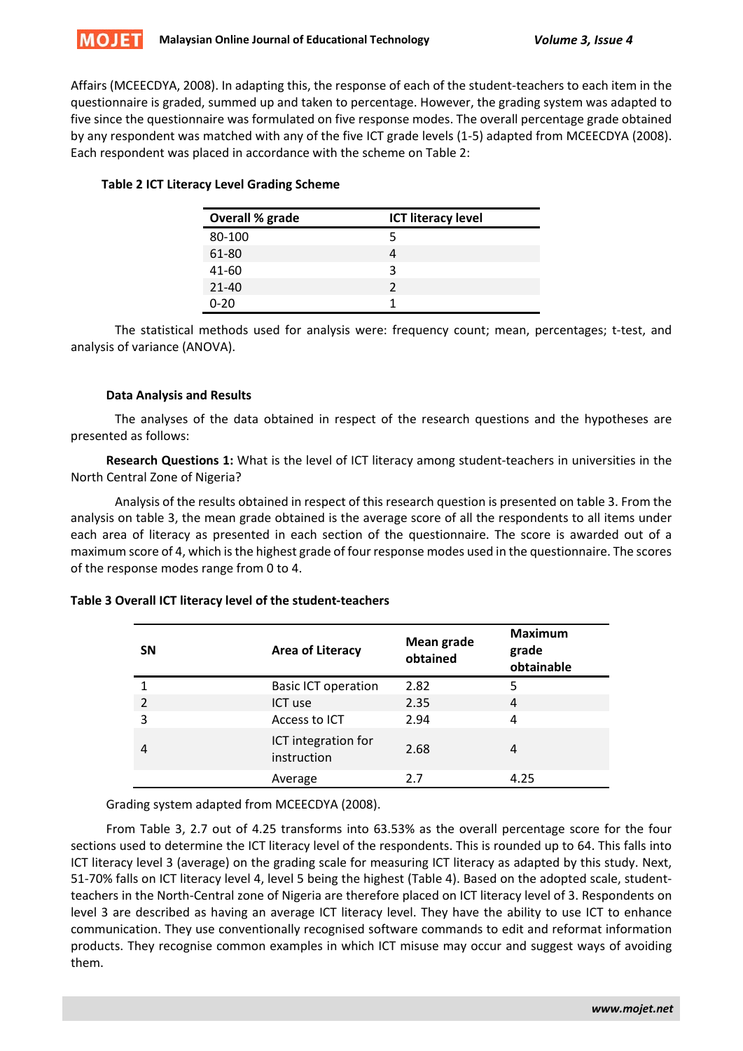Affairs (MCEECDYA, 2008). In adapting this, the response of each of the student-teachers to each item in the questionnaire is graded, summed up and taken to percentage. However, the grading system was adapted to five since the questionnaire was formulated on five response modes. The overall percentage grade obtained by any respondent was matched with any of the five ICT grade levels (1-5) adapted from MCEECDYA (2008). Each respondent was placed in accordance with the scheme on Table 2:

**Table 2 ICT Literacy Level Grading Scheme**

| Overall % grade | ICT literacy level |
|---|---|
| 80-100 | 5 |
| 61-80 | 4 |
| 41-60 | 3 |
| 21-40 | 2 |
| 0-20 | 1 |

The statistical methods used for analysis were: frequency count; mean, percentages; t-test, and analysis of variance (ANOVA).

### Data Analysis and Results

The analyses of the data obtained in respect of the research questions and the hypotheses are presented as follows:

**Research Questions 1:** What is the level of ICT literacy among student-teachers in universities in the North Central Zone of Nigeria?

Analysis of the results obtained in respect of this research question is presented on table 3. From the analysis on table 3, the mean grade obtained is the average score of all the respondents to all items under each area of literacy as presented in each section of the questionnaire. The score is awarded out of a maximum score of 4, which is the highest grade of four response modes used in the questionnaire. The scores of the response modes range from 0 to 4.

**Table 3 Overall ICT literacy level of the student-teachers**

| SN | Area of Literacy | Mean grade obtained | Maximum grade obtainable |
|---|---|---|---|
| 1 | Basic ICT operation | 2.82 | 5 |
| 2 | ICT use | 2.35 | 4 |
| 3 | Access to ICT | 2.94 | 4 |
| 4 | ICT integration for instruction | 2.68 | 4 |
| | Average | 2.7 | 4.25 |

Grading system adapted from MCEECDYA (2008).

From Table 3, 2.7 out of 4.25 transforms into 63.53% as the overall percentage score for the four sections used to determine the ICT literacy level of the respondents. This is rounded up to 64. This falls into ICT literacy level 3 (average) on the grading scale for measuring ICT literacy as adapted by this study. Next, 51-70% falls on ICT literacy level 4, level 5 being the highest (Table 4). Based on the adopted scale, student-teachers in the North-Central zone of Nigeria are therefore placed on ICT literacy level of 3. Respondents on level 3 are described as having an average ICT literacy level. They have the ability to use ICT to enhance communication. They use conventionally recognised software commands to edit and reformat information products. They recognise common examples in which ICT misuse may occur and suggest ways of avoiding them.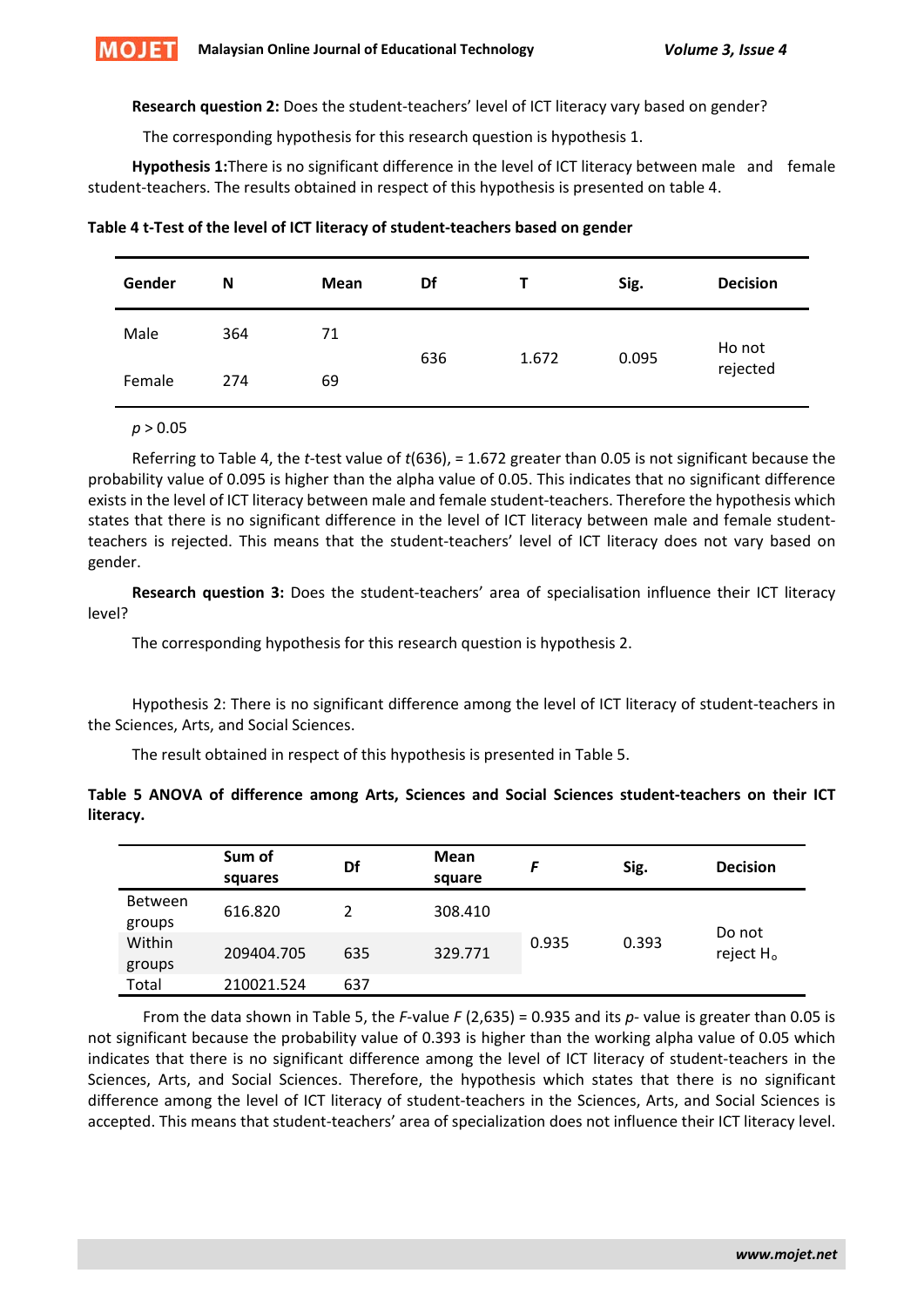**Research question 2:** Does the student-teachers' level of ICT literacy vary based on gender?

The corresponding hypothesis for this research question is hypothesis 1.

**Hypothesis 1:**There is no significant difference in the level of ICT literacy between male and female student-teachers. The results obtained in respect of this hypothesis is presented on table 4.

**Table 4 t-Test of the level of ICT literacy of student-teachers based on gender**

| Gender | N | Mean | Df | T | Sig. | Decision |
|---|---|---|---|---|---|---|
| Male | 364 | 71 | 636 | 1.672 | 0.095 | Ho not rejected |
| Female | 274 | 69 | | | | |

$p > 0.05$

Referring to Table 4, the *t*-test value of *t*(636), = 1.672 greater than 0.05 is not significant because the probability value of 0.095 is higher than the alpha value of 0.05. This indicates that no significant difference exists in the level of ICT literacy between male and female student-teachers. Therefore the hypothesis which states that there is no significant difference in the level of ICT literacy between male and female student-teachers is rejected. This means that the student-teachers' level of ICT literacy does not vary based on gender.

**Research question 3:** Does the student-teachers' area of specialisation influence their ICT literacy level?

The corresponding hypothesis for this research question is hypothesis 2.

Hypothesis 2: There is no significant difference among the level of ICT literacy of student-teachers in the Sciences, Arts, and Social Sciences.

The result obtained in respect of this hypothesis is presented in Table 5.

**Table 5 ANOVA of difference among Arts, Sciences and Social Sciences student-teachers on their ICT literacy.**

| | Sum of squares | Df | Mean square | *F* | Sig. | Decision |
|---|---|---|---|---|---|---|
| Between groups | 616.820 | 2 | 308.410 | 0.935 | 0.393 | Do not reject $H_o$ |
| Within groups | 209404.705 | 635 | 329.771 | | | |
| Total | 210021.524 | 637 | | | | |

From the data shown in Table 5, the *F*-value *F* (2,635) = 0.935 and its *p*- value is greater than 0.05 is not significant because the probability value of 0.393 is higher than the working alpha value of 0.05 which indicates that there is no significant difference among the level of ICT literacy of student-teachers in the Sciences, Arts, and Social Sciences. Therefore, the hypothesis which states that there is no significant difference among the level of ICT literacy of student-teachers in the Sciences, Arts, and Social Sciences is accepted. This means that student-teachers' area of specialization does not influence their ICT literacy level.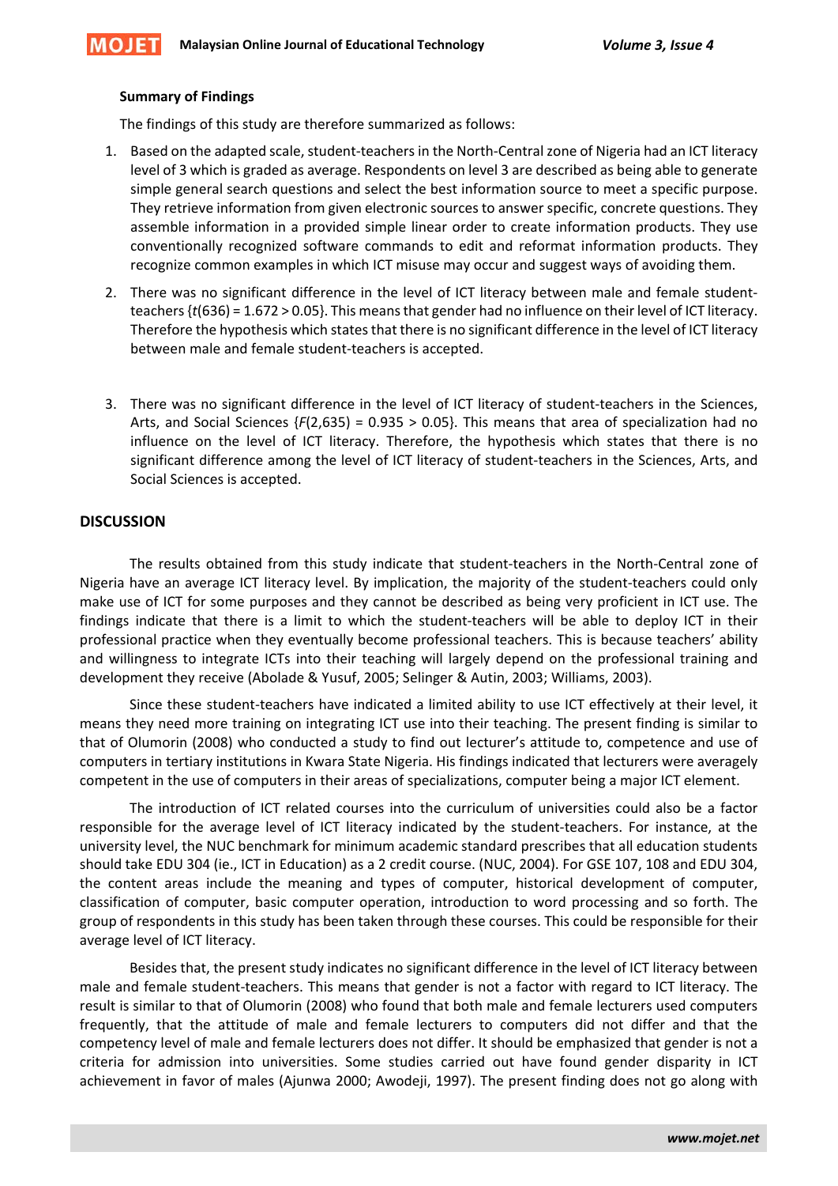### Summary of Findings

The findings of this study are therefore summarized as follows:

1. Based on the adapted scale, student-teachers in the North-Central zone of Nigeria had an ICT literacy level of 3 which is graded as average. Respondents on level 3 are described as being able to generate simple general search questions and select the best information source to meet a specific purpose. They retrieve information from given electronic sources to answer specific, concrete questions. They assemble information in a provided simple linear order to create information products. They use conventionally recognized software commands to edit and reformat information products. They recognize common examples in which ICT misuse may occur and suggest ways of avoiding them.
2. There was no significant difference in the level of ICT literacy between male and female student-teachers {$t(636) = 1.672 > 0.05$}. This means that gender had no influence on their level of ICT literacy. Therefore the hypothesis which states that there is no significant difference in the level of ICT literacy between male and female student-teachers is accepted.
3. There was no significant difference in the level of ICT literacy of student-teachers in the Sciences, Arts, and Social Sciences {$F(2,635) = 0.935 > 0.05$}. This means that area of specialization had no influence on the level of ICT literacy. Therefore, the hypothesis which states that there is no significant difference among the level of ICT literacy of student-teachers in the Sciences, Arts, and Social Sciences is accepted.

## DISCUSSION

The results obtained from this study indicate that student-teachers in the North-Central zone of Nigeria have an average ICT literacy level. By implication, the majority of the student-teachers could only make use of ICT for some purposes and they cannot be described as being very proficient in ICT use. The findings indicate that there is a limit to which the student-teachers will be able to deploy ICT in their professional practice when they eventually become professional teachers. This is because teachers' ability and willingness to integrate ICTs into their teaching will largely depend on the professional training and development they receive (Abolade & Yusuf, 2005; Selinger & Autin, 2003; Williams, 2003).

Since these student-teachers have indicated a limited ability to use ICT effectively at their level, it means they need more training on integrating ICT use into their teaching. The present finding is similar to that of Olumorin (2008) who conducted a study to find out lecturer's attitude to, competence and use of computers in tertiary institutions in Kwara State Nigeria. His findings indicated that lecturers were averagely competent in the use of computers in their areas of specializations, computer being a major ICT element.

The introduction of ICT related courses into the curriculum of universities could also be a factor responsible for the average level of ICT literacy indicated by the student-teachers. For instance, at the university level, the NUC benchmark for minimum academic standard prescribes that all education students should take EDU 304 (ie., ICT in Education) as a 2 credit course. (NUC, 2004). For GSE 107, 108 and EDU 304, the content areas include the meaning and types of computer, historical development of computer, classification of computer, basic computer operation, introduction to word processing and so forth. The group of respondents in this study has been taken through these courses. This could be responsible for their average level of ICT literacy.

Besides that, the present study indicates no significant difference in the level of ICT literacy between male and female student-teachers. This means that gender is not a factor with regard to ICT literacy. The result is similar to that of Olumorin (2008) who found that both male and female lecturers used computers frequently, that the attitude of male and female lecturers to computers did not differ and that the competency level of male and female lecturers does not differ. It should be emphasized that gender is not a criteria for admission into universities. Some studies carried out have found gender disparity in ICT achievement in favor of males (Ajunwa 2000; Awodeji, 1997). The present finding does not go along with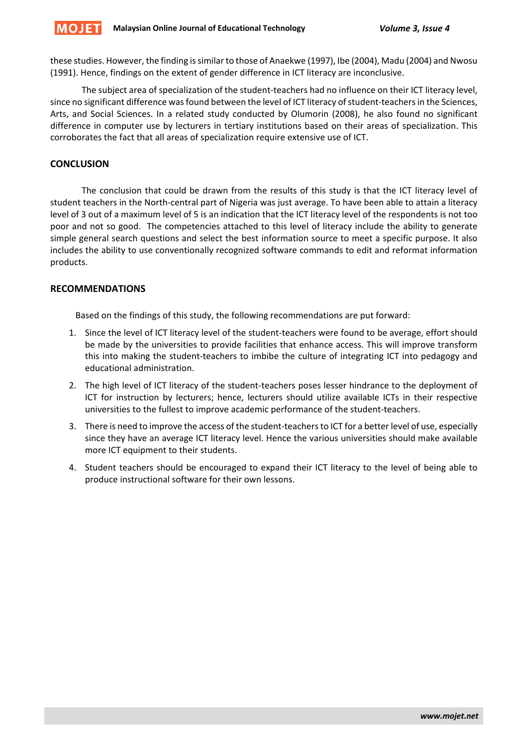these studies. However, the finding is similar to those of Anaekwe (1997), Ibe (2004), Madu (2004) and Nwosu (1991). Hence, findings on the extent of gender difference in ICT literacy are inconclusive.

The subject area of specialization of the student-teachers had no influence on their ICT literacy level, since no significant difference was found between the level of ICT literacy of student-teachers in the Sciences, Arts, and Social Sciences. In a related study conducted by Olumorin (2008), he also found no significant difference in computer use by lecturers in tertiary institutions based on their areas of specialization. This corroborates the fact that all areas of specialization require extensive use of ICT.

## CONCLUSION

The conclusion that could be drawn from the results of this study is that the ICT literacy level of student teachers in the North-central part of Nigeria was just average. To have been able to attain a literacy level of 3 out of a maximum level of 5 is an indication that the ICT literacy level of the respondents is not too poor and not so good. The competencies attached to this level of literacy include the ability to generate simple general search questions and select the best information source to meet a specific purpose. It also includes the ability to use conventionally recognized software commands to edit and reformat information products.

## RECOMMENDATIONS

Based on the findings of this study, the following recommendations are put forward:

1. Since the level of ICT literacy level of the student-teachers were found to be average, effort should be made by the universities to provide facilities that enhance access. This will improve transform this into making the student-teachers to imbibe the culture of integrating ICT into pedagogy and educational administration.
2. The high level of ICT literacy of the student-teachers poses lesser hindrance to the deployment of ICT for instruction by lecturers; hence, lecturers should utilize available ICTs in their respective universities to the fullest to improve academic performance of the student-teachers.
3. There is need to improve the access of the student-teachers to ICT for a better level of use, especially since they have an average ICT literacy level. Hence the various universities should make available more ICT equipment to their students.
4. Student teachers should be encouraged to expand their ICT literacy to the level of being able to produce instructional software for their own lessons.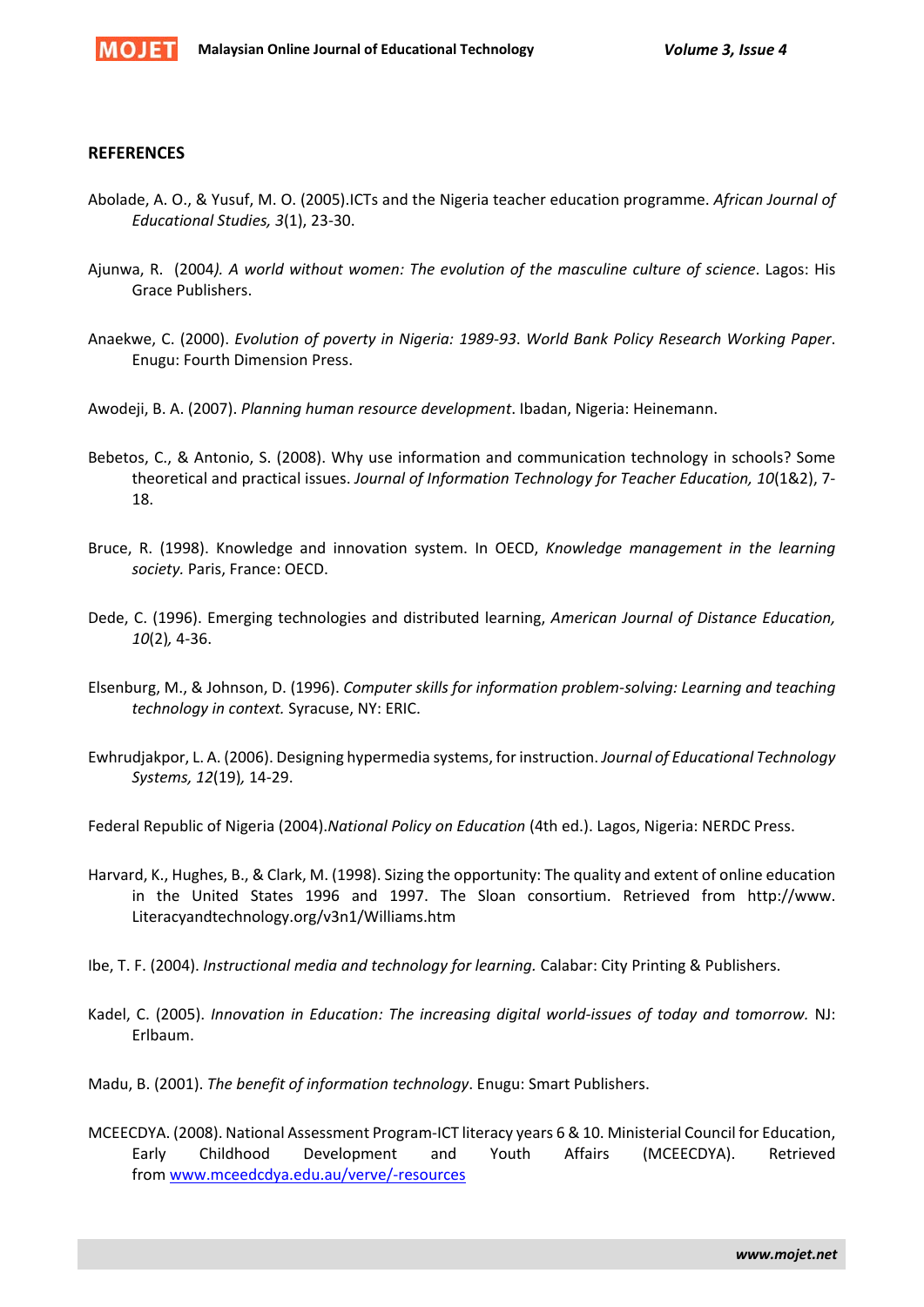## REFERENCES

Abolade, A. O., & Yusuf, M. O. (2005).ICTs and the Nigeria teacher education programme. *African Journal of Educational Studies, 3*(1), 23-30.

Ajunwa, R. (2004*). A world without women: The evolution of the masculine culture of science*. Lagos: His Grace Publishers.

Anaekwe, C. (2000). *Evolution of poverty in Nigeria: 1989-93*. *World Bank Policy Research Working Paper*. Enugu: Fourth Dimension Press.

Awodeji, B. A. (2007). *Planning human resource development*. Ibadan, Nigeria: Heinemann.

Bebetos, C., & Antonio, S. (2008). Why use information and communication technology in schools? Some theoretical and practical issues. *Journal of Information Technology for Teacher Education, 10*(1&2), 7-18.

Bruce, R. (1998). Knowledge and innovation system. In OECD, *Knowledge management in the learning society.* Paris, France: OECD.

Dede, C. (1996). Emerging technologies and distributed learning, *American Journal of Distance Education, 10*(2)*,* 4-36.

Elsenburg, M., & Johnson, D. (1996). *Computer skills for information problem-solving: Learning and teaching technology in context.* Syracuse, NY: ERIC.

Ewhrudjakpor, L. A. (2006). Designing hypermedia systems, for instruction. *Journal of Educational Technology Systems, 12*(19)*,* 14-29.

Federal Republic of Nigeria (2004).*National Policy on Education* (4th ed.). Lagos, Nigeria: NERDC Press.

Harvard, K., Hughes, B., & Clark, M. (1998). Sizing the opportunity: The quality and extent of online education in the United States 1996 and 1997. The Sloan consortium. Retrieved from http://www. Literacyandtechnology.org/v3n1/Williams.htm

Ibe, T. F. (2004). *Instructional media and technology for learning.* Calabar: City Printing & Publishers.

Kadel, C. (2005). *Innovation in Education: The increasing digital world-issues of today and tomorrow.* NJ: Erlbaum.

Madu, B. (2001). *The benefit of information technology*. Enugu: Smart Publishers.

MCEECDYA. (2008). National Assessment Program-ICT literacy years 6 & 10. Ministerial Council for Education, Early Childhood Development and Youth Affairs (MCEECDYA). Retrieved from www.mceedcdya.edu.au/verve/-resources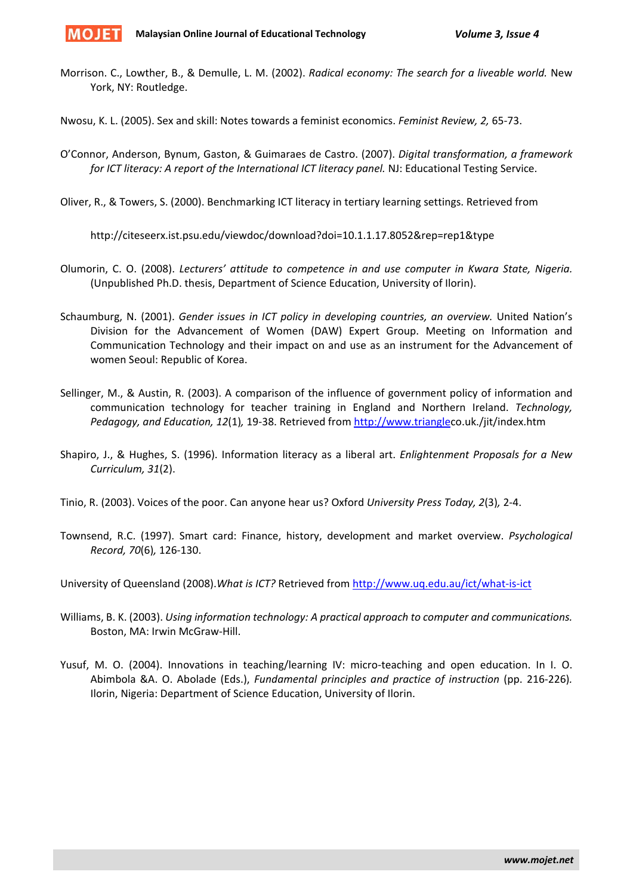Morrison. C., Lowther, B., & Demulle, L. M. (2002). *Radical economy: The search for a liveable world.* New York, NY: Routledge.

Nwosu, K. L. (2005). Sex and skill: Notes towards a feminist economics. *Feminist Review, 2,* 65-73.

O'Connor, Anderson, Bynum, Gaston, & Guimaraes de Castro. (2007). *Digital transformation, a framework for ICT literacy: A report of the International ICT literacy panel.* NJ: Educational Testing Service.

Oliver, R., & Towers, S. (2000). Benchmarking ICT literacy in tertiary learning settings. Retrieved from

http://citeseerx.ist.psu.edu/viewdoc/download?doi=10.1.1.17.8052&rep=rep1&type

Olumorin, C. O. (2008). *Lecturers' attitude to competence in and use computer in Kwara State, Nigeria.* (Unpublished Ph.D. thesis, Department of Science Education, University of Ilorin).

Schaumburg, N. (2001). *Gender issues in ICT policy in developing countries, an overview.* United Nation's Division for the Advancement of Women (DAW) Expert Group. Meeting on Information and Communication Technology and their impact on and use as an instrument for the Advancement of women Seoul: Republic of Korea.

Sellinger, M., & Austin, R. (2003). A comparison of the influence of government policy of information and communication technology for teacher training in England and Northern Ireland. *Technology, Pedagogy, and Education, 12*(1)*,* 19-38. Retrieved from http://www.triangleco.uk./jit/index.htm

Shapiro, J., & Hughes, S. (1996). Information literacy as a liberal art. *Enlightenment Proposals for a New Curriculum, 31*(2).

Tinio, R. (2003). Voices of the poor. Can anyone hear us? Oxford *University Press Today, 2*(3)*,* 2-4.

Townsend, R.C. (1997). Smart card: Finance, history, development and market overview. *Psychological Record, 70*(6)*,* 126-130.

University of Queensland (2008).*What is ICT?* Retrieved from http://www.uq.edu.au/ict/what-is-ict

Williams, B. K. (2003). *Using information technology: A practical approach to computer and communications.* Boston, MA: Irwin McGraw-Hill.

Yusuf, M. O. (2004). Innovations in teaching/learning IV: micro-teaching and open education. In I. O. Abimbola &A. O. Abolade (Eds.), *Fundamental principles and practice of instruction* (pp. 216-226). Ilorin, Nigeria: Department of Science Education, University of Ilorin.